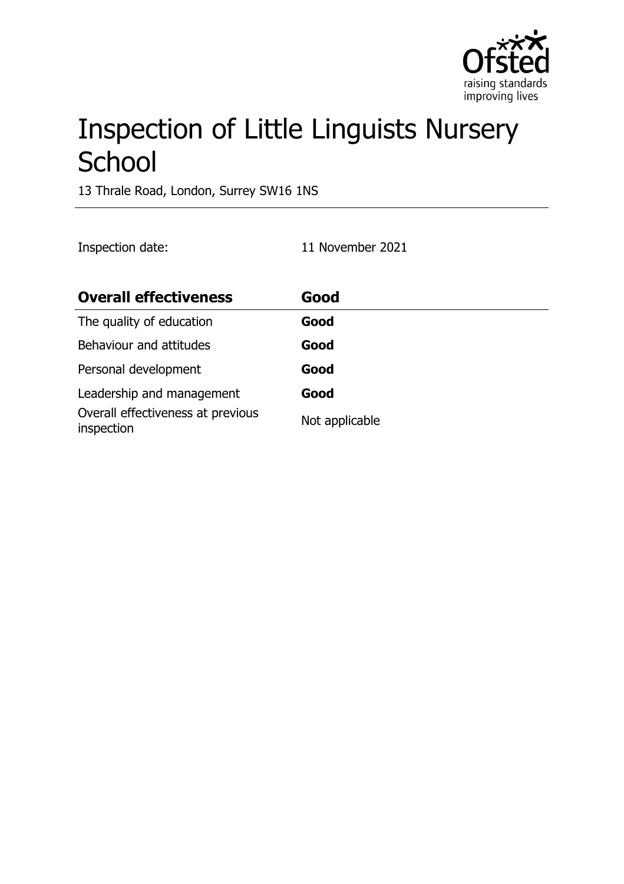# Inspection of Little Linguists Nursery School

13 Thrale Road, London, Surrey SW16 1NS

Inspection date: 11 November 2021

| **Overall effectiveness** | **Good** |
|---|---|
| The quality of education | **Good** |
| Behaviour and attitudes | **Good** |
| Personal development | **Good** |
| Leadership and management | **Good** |
| Overall effectiveness at previous inspection | Not applicable |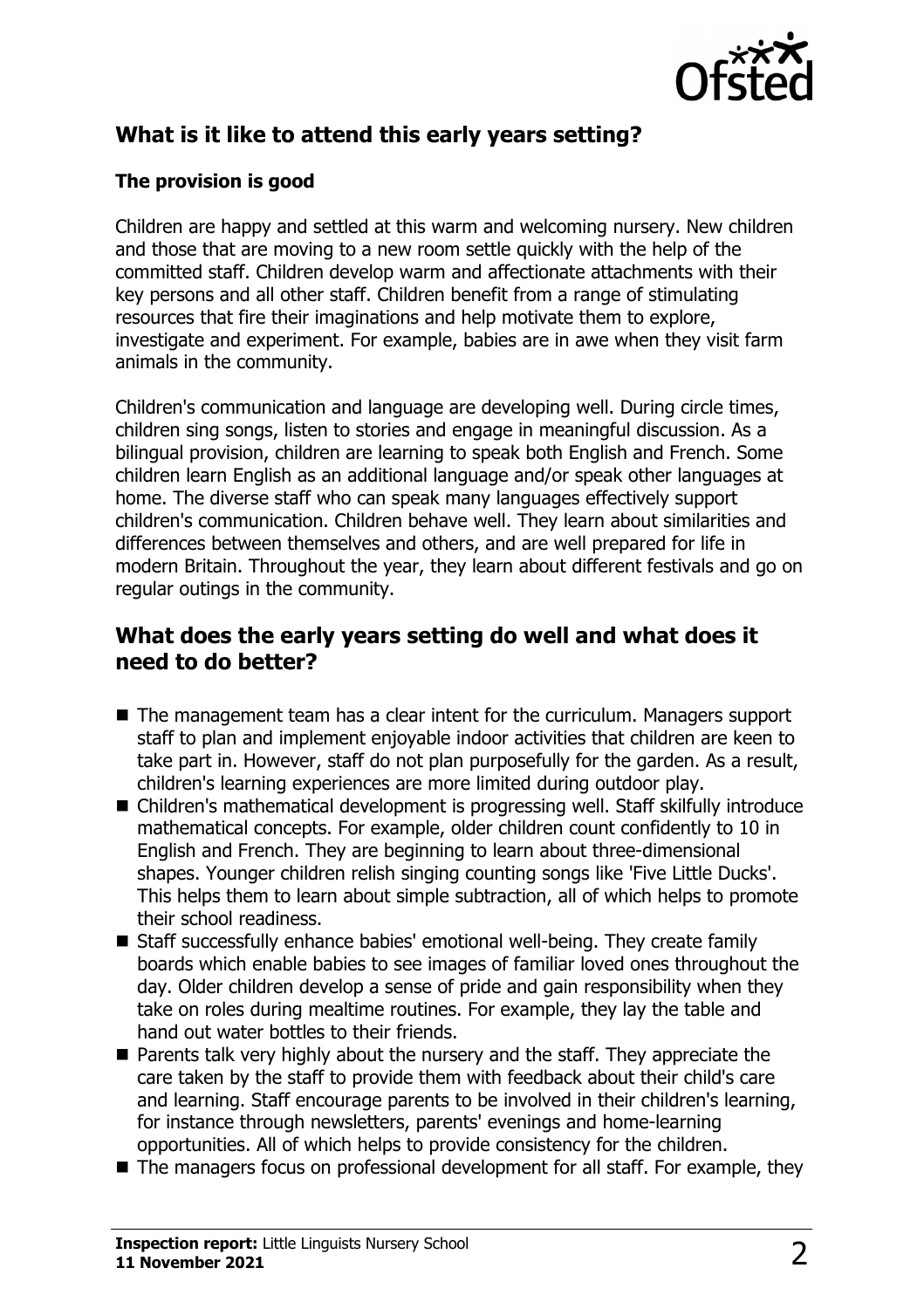## What is it like to attend this early years setting?

### The provision is good

Children are happy and settled at this warm and welcoming nursery. New children and those that are moving to a new room settle quickly with the help of the committed staff. Children develop warm and affectionate attachments with their key persons and all other staff. Children benefit from a range of stimulating resources that fire their imaginations and help motivate them to explore, investigate and experiment. For example, babies are in awe when they visit farm animals in the community.

Children's communication and language are developing well. During circle times, children sing songs, listen to stories and engage in meaningful discussion. As a bilingual provision, children are learning to speak both English and French. Some children learn English as an additional language and/or speak other languages at home. The diverse staff who can speak many languages effectively support children's communication. Children behave well. They learn about similarities and differences between themselves and others, and are well prepared for life in modern Britain. Throughout the year, they learn about different festivals and go on regular outings in the community.

## What does the early years setting do well and what does it need to do better?

- The management team has a clear intent for the curriculum. Managers support staff to plan and implement enjoyable indoor activities that children are keen to take part in. However, staff do not plan purposefully for the garden. As a result, children's learning experiences are more limited during outdoor play.
- Children's mathematical development is progressing well. Staff skilfully introduce mathematical concepts. For example, older children count confidently to 10 in English and French. They are beginning to learn about three-dimensional shapes. Younger children relish singing counting songs like 'Five Little Ducks'. This helps them to learn about simple subtraction, all of which helps to promote their school readiness.
- Staff successfully enhance babies' emotional well-being. They create family boards which enable babies to see images of familiar loved ones throughout the day. Older children develop a sense of pride and gain responsibility when they take on roles during mealtime routines. For example, they lay the table and hand out water bottles to their friends.
- Parents talk very highly about the nursery and the staff. They appreciate the care taken by the staff to provide them with feedback about their child's care and learning. Staff encourage parents to be involved in their children's learning, for instance through newsletters, parents' evenings and home-learning opportunities. All of which helps to provide consistency for the children.
- The managers focus on professional development for all staff. For example, they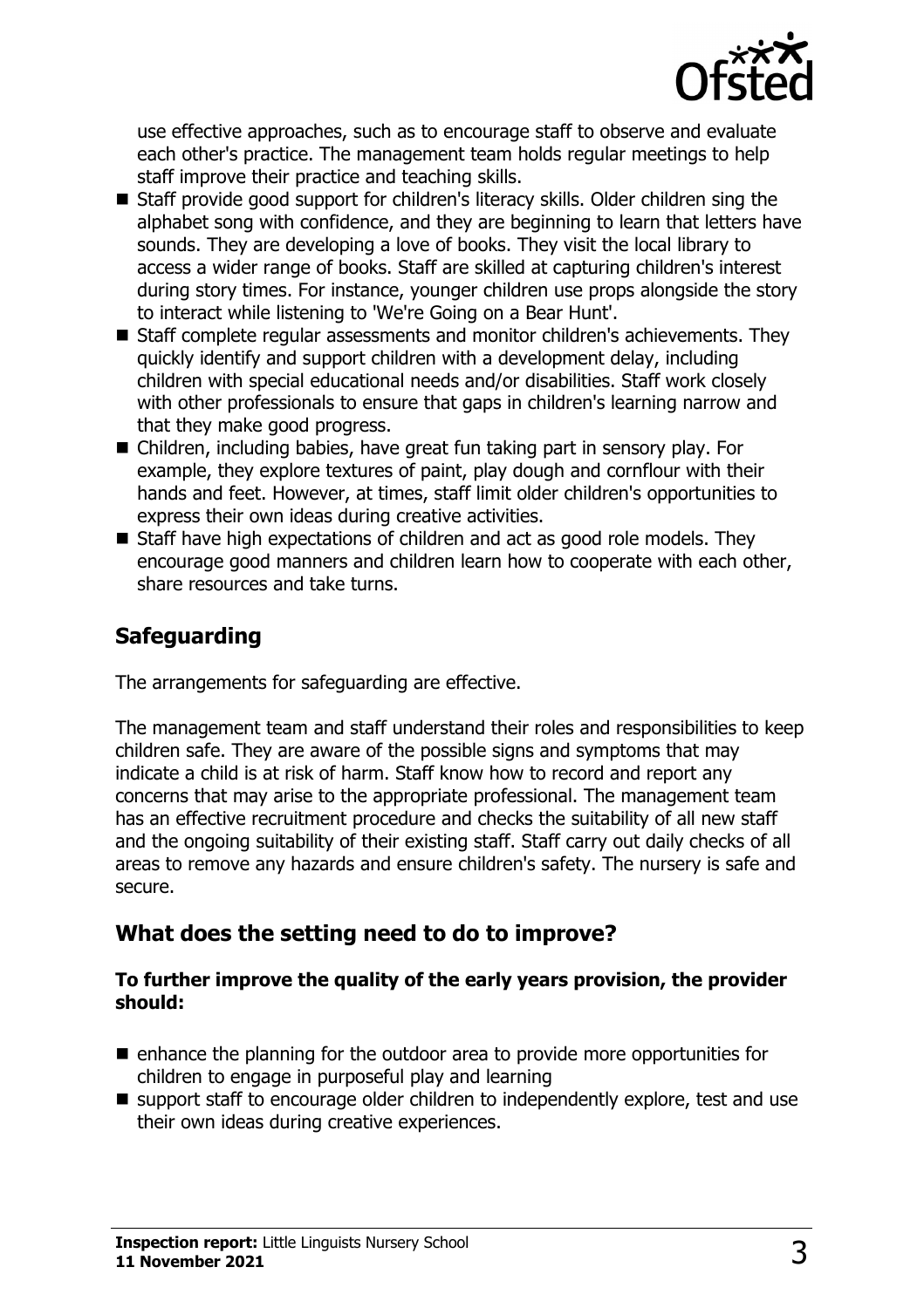use effective approaches, such as to encourage staff to observe and evaluate each other's practice. The management team holds regular meetings to help staff improve their practice and teaching skills.

- Staff provide good support for children's literacy skills. Older children sing the alphabet song with confidence, and they are beginning to learn that letters have sounds. They are developing a love of books. They visit the local library to access a wider range of books. Staff are skilled at capturing children's interest during story times. For instance, younger children use props alongside the story to interact while listening to 'We're Going on a Bear Hunt'.
- Staff complete regular assessments and monitor children's achievements. They quickly identify and support children with a development delay, including children with special educational needs and/or disabilities. Staff work closely with other professionals to ensure that gaps in children's learning narrow and that they make good progress.
- Children, including babies, have great fun taking part in sensory play. For example, they explore textures of paint, play dough and cornflour with their hands and feet. However, at times, staff limit older children's opportunities to express their own ideas during creative activities.
- Staff have high expectations of children and act as good role models. They encourage good manners and children learn how to cooperate with each other, share resources and take turns.

## Safeguarding

The arrangements for safeguarding are effective.

The management team and staff understand their roles and responsibilities to keep children safe. They are aware of the possible signs and symptoms that may indicate a child is at risk of harm. Staff know how to record and report any concerns that may arise to the appropriate professional. The management team has an effective recruitment procedure and checks the suitability of all new staff and the ongoing suitability of their existing staff. Staff carry out daily checks of all areas to remove any hazards and ensure children's safety. The nursery is safe and secure.

## What does the setting need to do to improve?

**To further improve the quality of the early years provision, the provider should:**

- enhance the planning for the outdoor area to provide more opportunities for children to engage in purposeful play and learning
- support staff to encourage older children to independently explore, test and use their own ideas during creative experiences.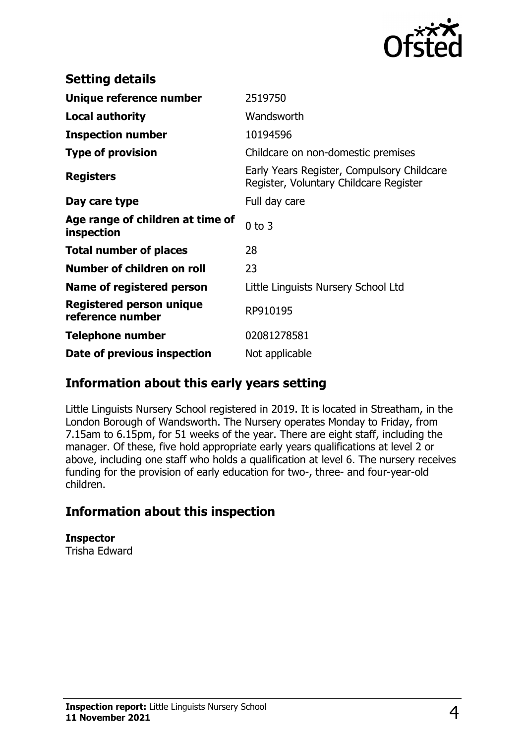## Setting details

| | |
|---|---|
| **Unique reference number** | 2519750 |
| **Local authority** | Wandsworth |
| **Inspection number** | 10194596 |
| **Type of provision** | Childcare on non-domestic premises |
| **Registers** | Early Years Register, Compulsory Childcare Register, Voluntary Childcare Register |
| **Day care type** | Full day care |
| **Age range of children at time of inspection** | 0 to 3 |
| **Total number of places** | 28 |
| **Number of children on roll** | 23 |
| **Name of registered person** | Little Linguists Nursery School Ltd |
| **Registered person unique reference number** | RP910195 |
| **Telephone number** | 02081278581 |
| **Date of previous inspection** | Not applicable |

## Information about this early years setting

Little Linguists Nursery School registered in 2019. It is located in Streatham, in the London Borough of Wandsworth. The Nursery operates Monday to Friday, from 7.15am to 6.15pm, for 51 weeks of the year. There are eight staff, including the manager. Of these, five hold appropriate early years qualifications at level 2 or above, including one staff who holds a qualification at level 6. The nursery receives funding for the provision of early education for two-, three- and four-year-old children.

## Information about this inspection

**Inspector**
Trisha Edward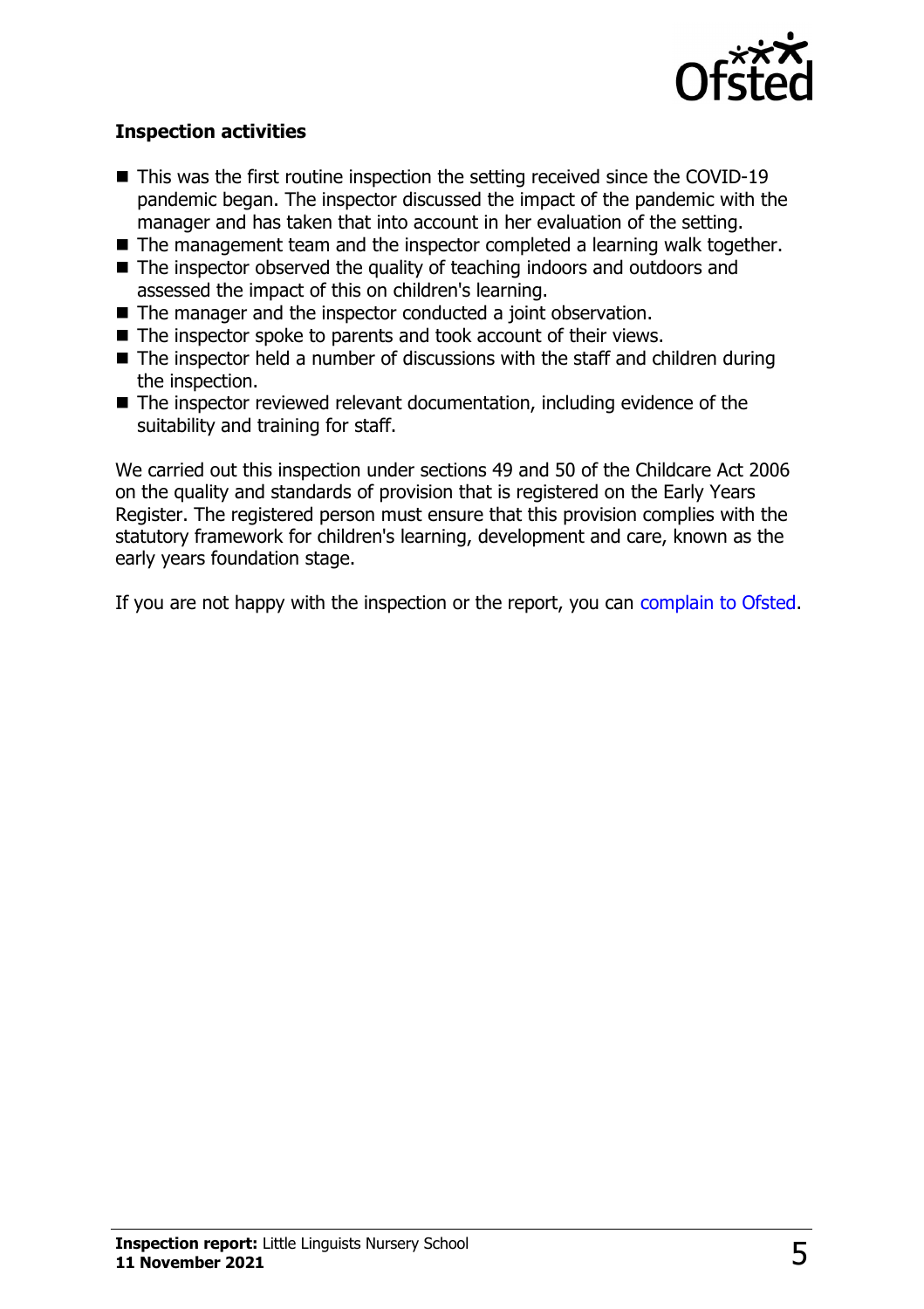### Inspection activities

- This was the first routine inspection the setting received since the COVID-19 pandemic began. The inspector discussed the impact of the pandemic with the manager and has taken that into account in her evaluation of the setting.
- The management team and the inspector completed a learning walk together.
- The inspector observed the quality of teaching indoors and outdoors and assessed the impact of this on children's learning.
- The manager and the inspector conducted a joint observation.
- The inspector spoke to parents and took account of their views.
- The inspector held a number of discussions with the staff and children during the inspection.
- The inspector reviewed relevant documentation, including evidence of the suitability and training for staff.

We carried out this inspection under sections 49 and 50 of the Childcare Act 2006 on the quality and standards of provision that is registered on the Early Years Register. The registered person must ensure that this provision complies with the statutory framework for children's learning, development and care, known as the early years foundation stage.

If you are not happy with the inspection or the report, you can complain to Ofsted.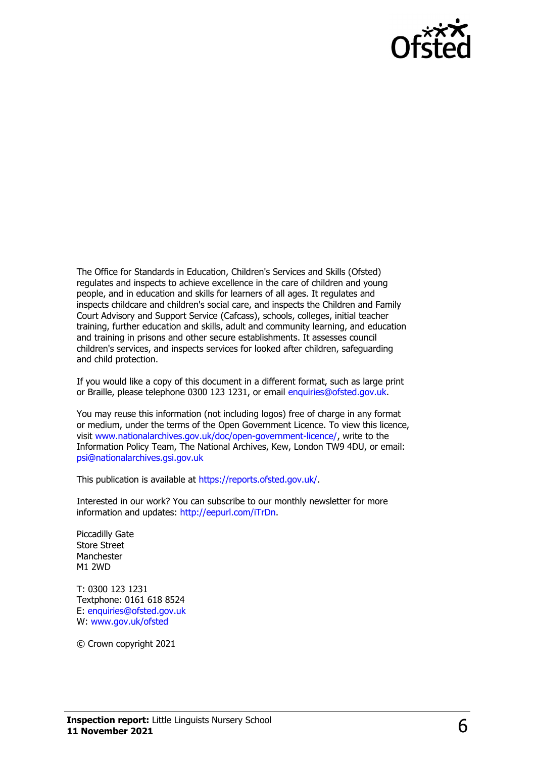The Office for Standards in Education, Children's Services and Skills (Ofsted) regulates and inspects to achieve excellence in the care of children and young people, and in education and skills for learners of all ages. It regulates and inspects childcare and children's social care, and inspects the Children and Family Court Advisory and Support Service (Cafcass), schools, colleges, initial teacher training, further education and skills, adult and community learning, and education and training in prisons and other secure establishments. It assesses council children's services, and inspects services for looked after children, safeguarding and child protection.

If you would like a copy of this document in a different format, such as large print or Braille, please telephone 0300 123 1231, or email enquiries@ofsted.gov.uk.

You may reuse this information (not including logos) free of charge in any format or medium, under the terms of the Open Government Licence. To view this licence, visit www.nationalarchives.gov.uk/doc/open-government-licence/, write to the Information Policy Team, The National Archives, Kew, London TW9 4DU, or email: psi@nationalarchives.gsi.gov.uk

This publication is available at https://reports.ofsted.gov.uk/.

Interested in our work? You can subscribe to our monthly newsletter for more information and updates: http://eepurl.com/iTrDn.

Piccadilly Gate
Store Street
Manchester
M1 2WD

T: 0300 123 1231
Textphone: 0161 618 8524
E: enquiries@ofsted.gov.uk
W: www.gov.uk/ofsted

© Crown copyright 2021